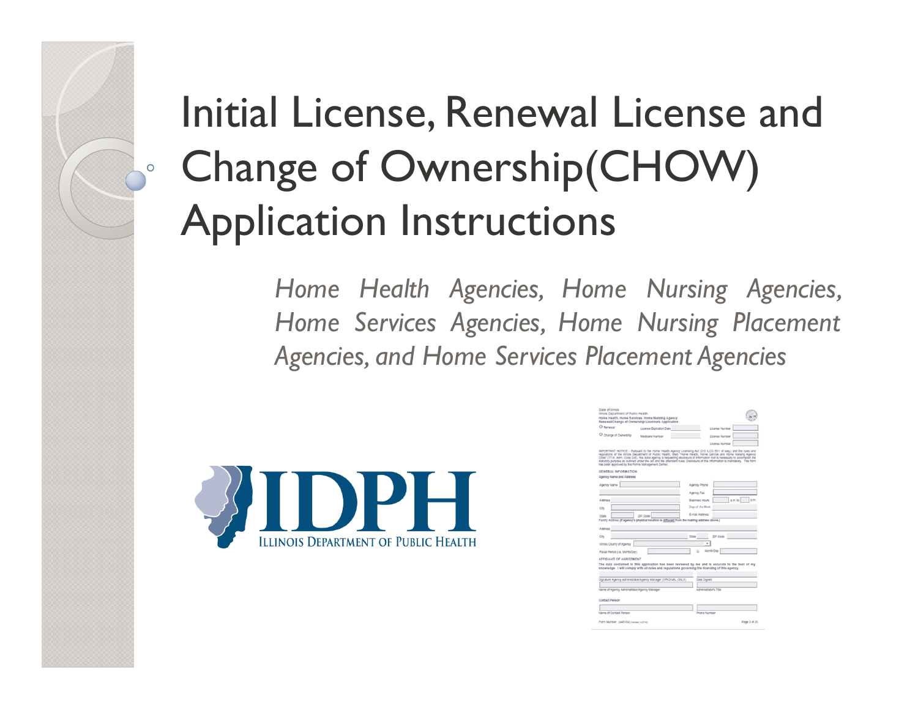# Initial License, Renewal License and Change of Ownership(CHOW) Application Instructions

*Home Health Agencies, Home Nursing Agencies, Home Services Agencies, Home Nursing Placement Agencies, and Home Services Placement Agencies*

IDPH

ILLINOIS DEPARTMENT OF PUBLIC HEALTH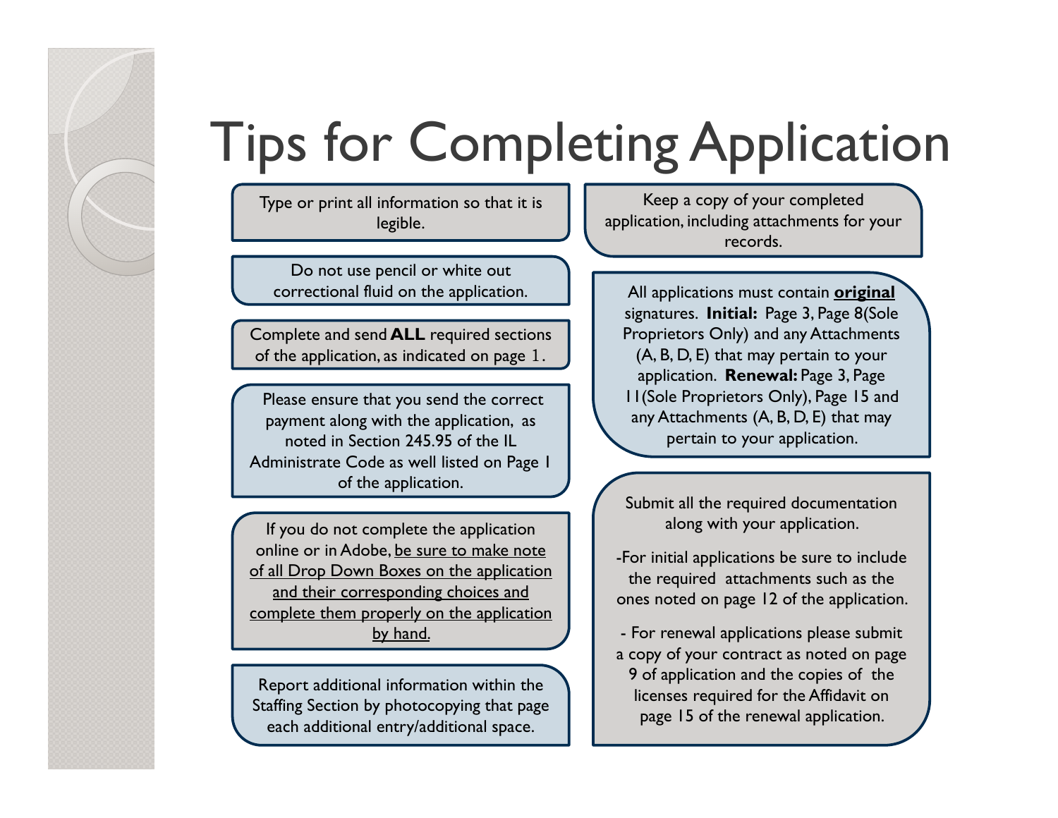# Tips for Completing Application

Type or print all information so that it is legible.

Do not use pencil or white out correctional fluid on the application.

Complete and send **ALL** required sections of the application, as indicated on page 1.

Please ensure that you send the correct payment along with the application, as noted in Section 245.95 of the IL Administrate Code as well listed on Page 1 of the application.

If you do not complete the application online or in Adobe, be sure to make note of all Drop Down Boxes on the application and their corresponding choices and complete them properly on the application by hand.

Report additional information within the Staffing Section by photocopying that page each additional entry/additional space.

Keep a copy of your completed application, including attachments for your records.

All applications must contain **original** signatures. **Initial:** Page 3, Page 8(Sole Proprietors Only) and any Attachments (A, B, D, E) that may pertain to your application. **Renewal:** Page 3, Page 11(Sole Proprietors Only), Page 15 and any Attachments (A, B, D, E) that may pertain to your application.

Submit all the required documentation along with your application.

-For initial applications be sure to include the required attachments such as the ones noted on page 12 of the application.

- For renewal applications please submit a copy of your contract as noted on page 9 of application and the copies of the licenses required for the Affidavit on page 15 of the renewal application.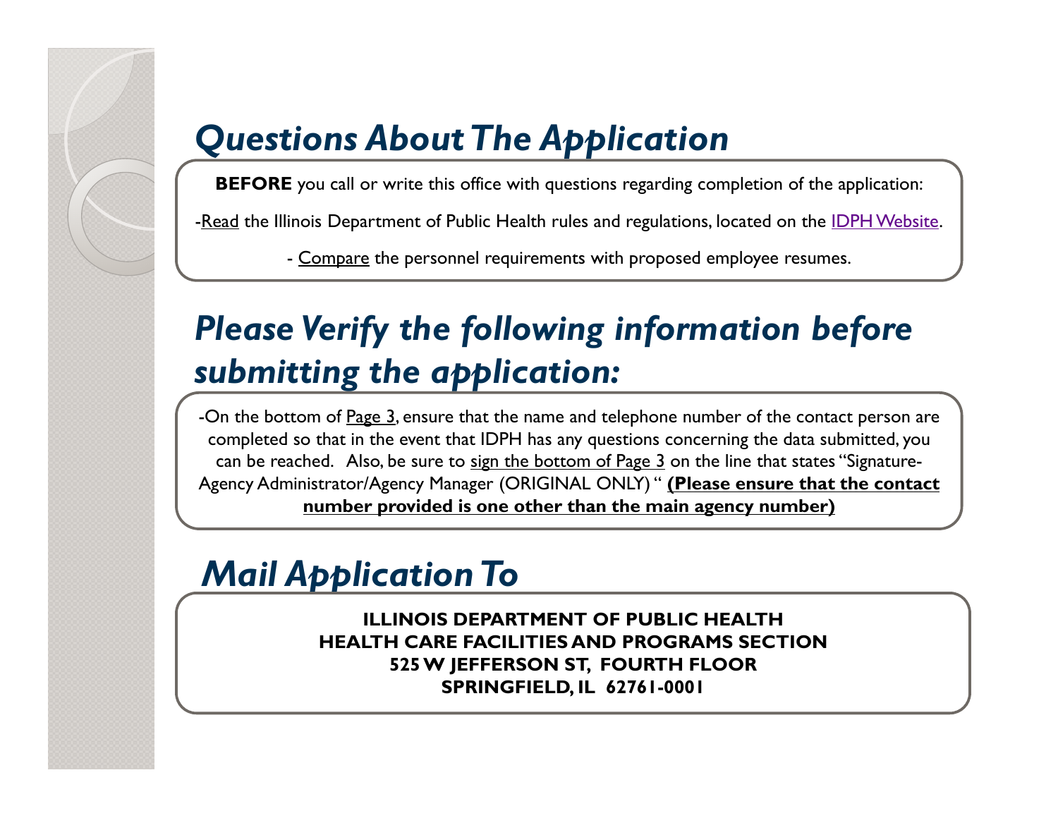## *Questions About The Application*

**BEFORE** you call or write this office with questions regarding completion of the application:

-Read the Illinois Department of Public Health rules and regulations, located on the IDPH Website.

- Compare the personnel requirements with proposed employee resumes.

## *Please Verify the following information before submitting the application:*

-On the bottom of Page 3, ensure that the name and telephone number of the contact person are completed so that in the event that IDPH has any questions concerning the data submitted, you can be reached. Also, be sure to sign the bottom of Page 3 on the line that states "Signature-Agency Administrator/Agency Manager (ORIGINAL ONLY) " **(Please ensure that the contact number provided is one other than the main agency number)**

## *Mail Application To*

**ILLINOIS DEPARTMENT OF PUBLIC HEALTH**
**HEALTH CARE FACILITIES AND PROGRAMS SECTION**
**525 W JEFFERSON ST, FOURTH FLOOR**
**SPRINGFIELD, IL 62761-0001**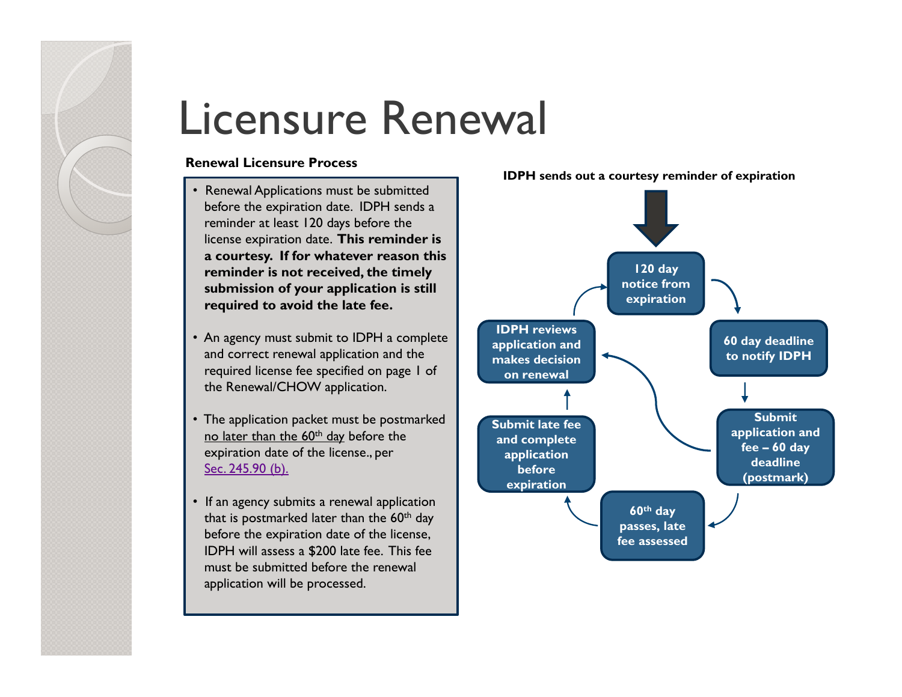# Licensure Renewal

**Renewal Licensure Process**

- Renewal Applications must be submitted before the expiration date. IDPH sends a reminder at least 120 days before the license expiration date. **This reminder is a courtesy. If for whatever reason this reminder is not received, the timely submission of your application is still required to avoid the late fee.**
- An agency must submit to IDPH a complete and correct renewal application and the required license fee specified on page 1 of the Renewal/CHOW application.
- The application packet must be postmarked no later than the 60th day before the expiration date of the license., per Sec. 245.90 (b).
- If an agency submits a renewal application that is postmarked later than the 60th day before the expiration date of the license, IDPH will assess a $200 late fee. This fee must be submitted before the renewal application will be processed.

**IDPH sends out a courtesy reminder of expiration**

- 120 day notice from expiration
- 60 day deadline to notify IDPH
- Submit application and fee – 60 day deadline (postmark)
- 60th day passes, late fee assessed
- Submit late fee and complete application before expiration
- IDPH reviews application and makes decision on renewal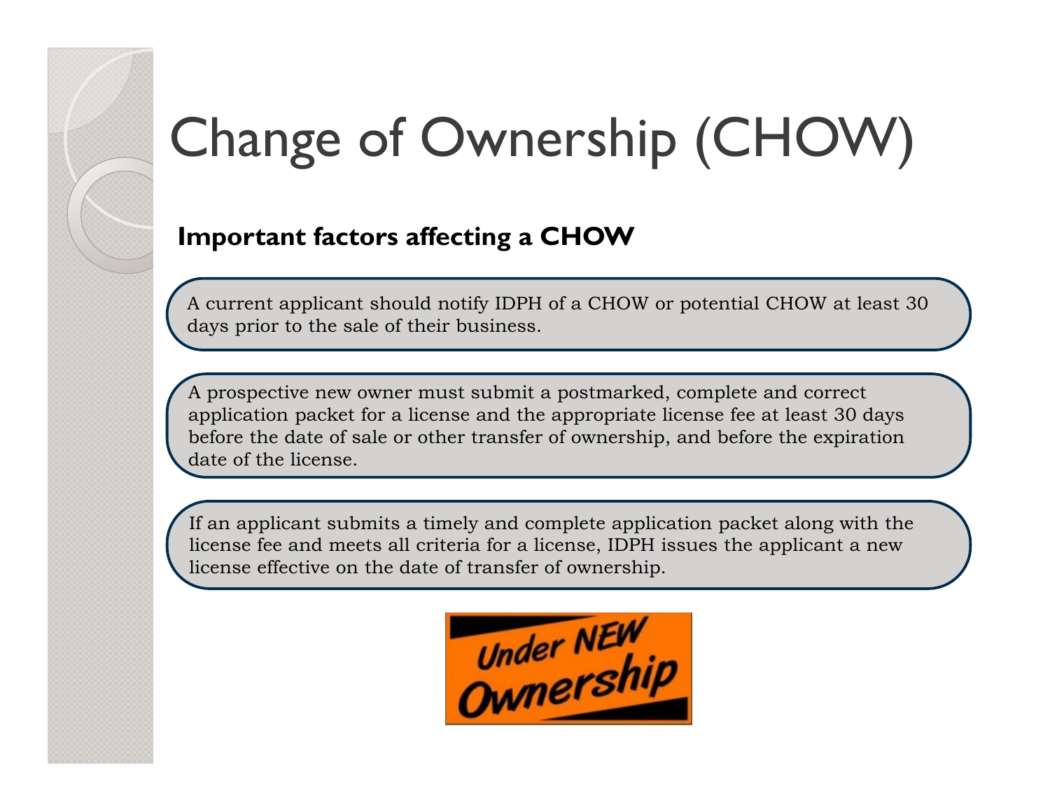# Change of Ownership (CHOW)

**Important factors affecting a CHOW**

A current applicant should notify IDPH of a CHOW or potential CHOW at least 30 days prior to the sale of their business.

A prospective new owner must submit a postmarked, complete and correct application packet for a license and the appropriate license fee at least 30 days before the date of sale or other transfer of ownership, and before the expiration date of the license.

If an applicant submits a timely and complete application packet along with the license fee and meets all criteria for a license, IDPH issues the applicant a new license effective on the date of transfer of ownership.

Under NEW Ownership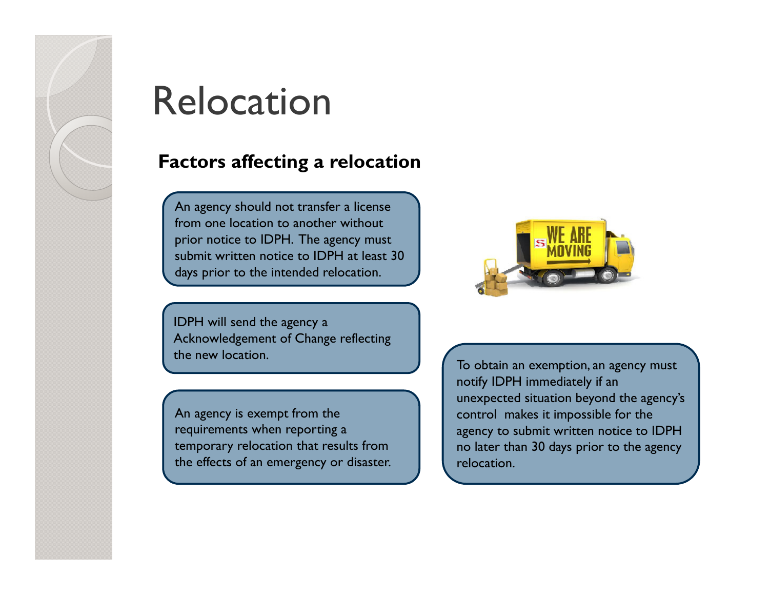# Relocation

## Factors affecting a relocation

An agency should not transfer a license from one location to another without prior notice to IDPH. The agency must submit written notice to IDPH at least 30 days prior to the intended relocation.

IDPH will send the agency a Acknowledgement of Change reflecting the new location.

An agency is exempt from the requirements when reporting a temporary relocation that results from the effects of an emergency or disaster.

To obtain an exemption, an agency must notify IDPH immediately if an unexpected situation beyond the agency's control makes it impossible for the agency to submit written notice to IDPH no later than 30 days prior to the agency relocation.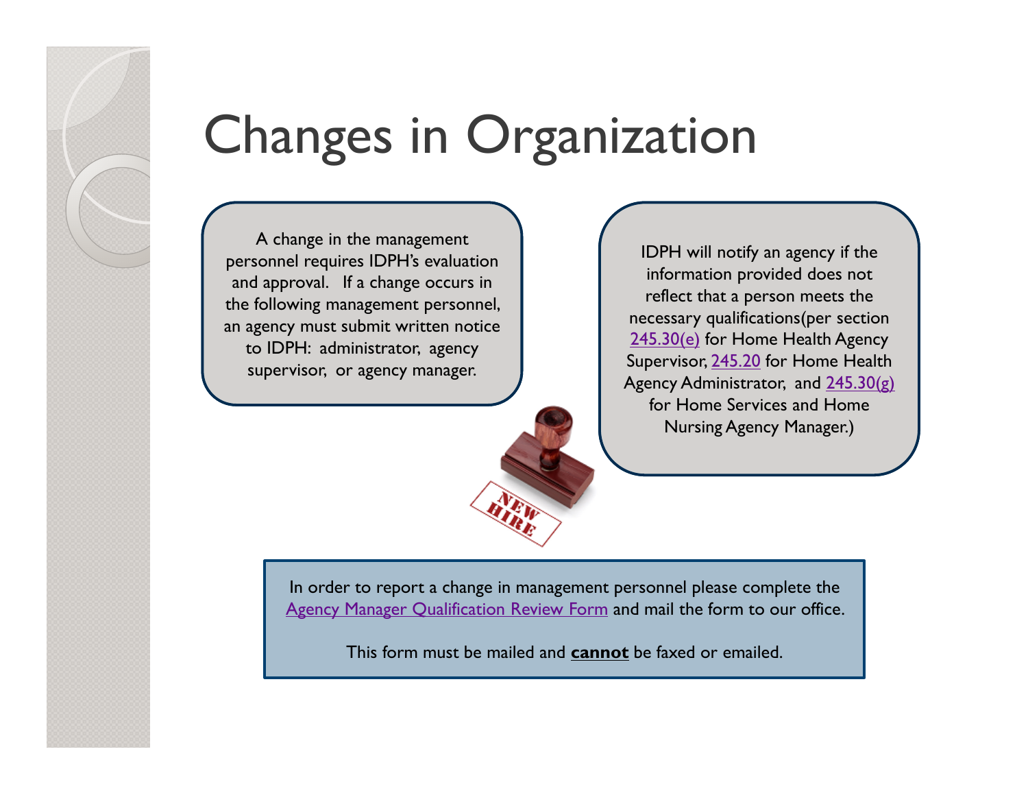# Changes in Organization

A change in the management personnel requires IDPH's evaluation and approval. If a change occurs in the following management personnel, an agency must submit written notice to IDPH: administrator, agency supervisor, or agency manager.

IDPH will notify an agency if the information provided does not reflect that a person meets the necessary qualifications(per section 245.30(e) for Home Health Agency Supervisor, 245.20 for Home Health Agency Administrator, and 245.30(g) for Home Services and Home Nursing Agency Manager.)

In order to report a change in management personnel please complete the Agency Manager Qualification Review Form and mail the form to our office.

This form must be mailed and **cannot** be faxed or emailed.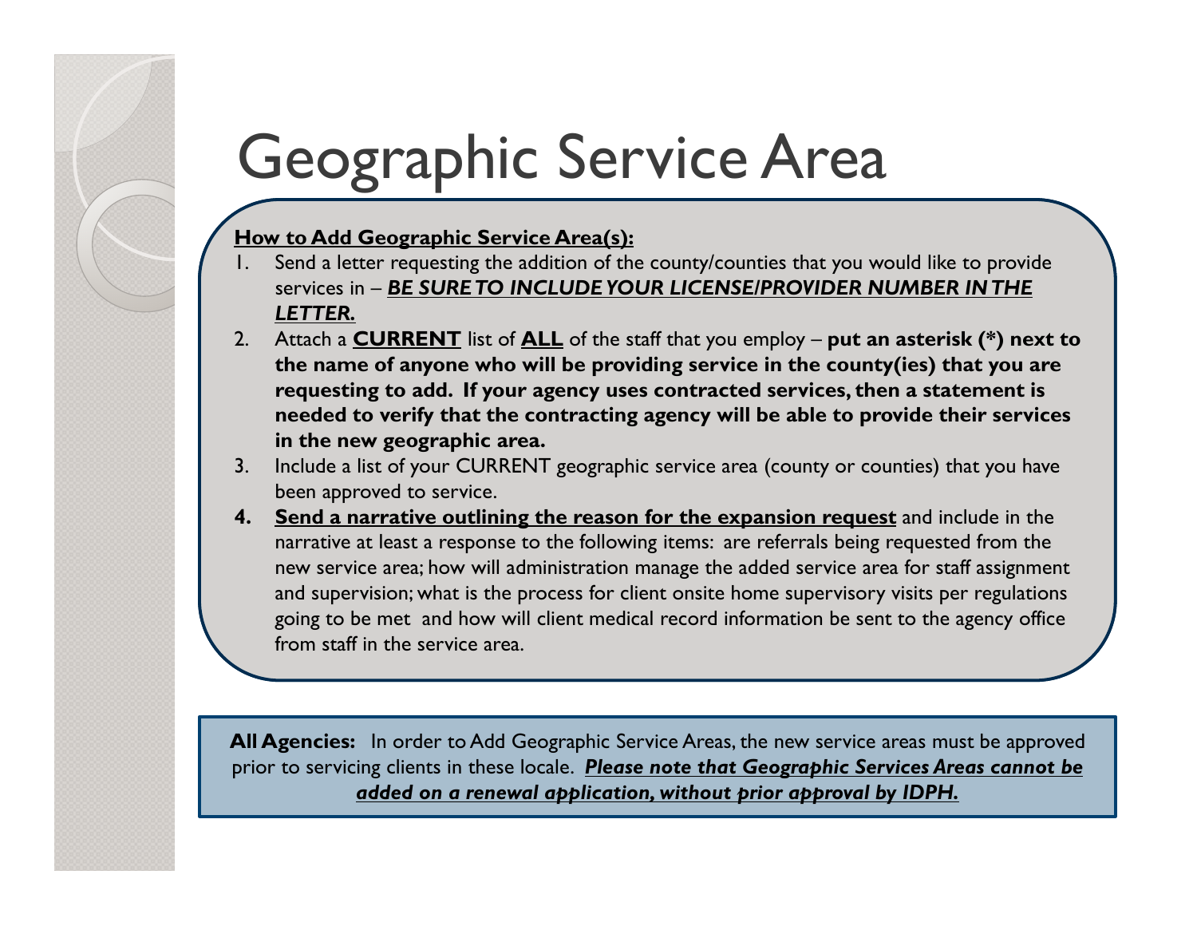# Geographic Service Area

**How to Add Geographic Service Area(s):**

1. Send a letter requesting the addition of the county/counties that you would like to provide services in – ***BE SURE TO INCLUDE YOUR LICENSE/PROVIDER NUMBER IN THE LETTER.***
2. Attach a **CURRENT** list of **ALL** of the staff that you employ – **put an asterisk (*) next to the name of anyone who will be providing service in the county(ies) that you are requesting to add. If your agency uses contracted services, then a statement is needed to verify that the contracting agency will be able to provide their services in the new geographic area.**
3. Include a list of your CURRENT geographic service area (county or counties) that you have been approved to service.
4. **Send a narrative outlining the reason for the expansion request** and include in the narrative at least a response to the following items: are referrals being requested from the new service area; how will administration manage the added service area for staff assignment and supervision; what is the process for client onsite home supervisory visits per regulations going to be met and how will client medical record information be sent to the agency office from staff in the service area.

**All Agencies:** In order to Add Geographic Service Areas, the new service areas must be approved prior to servicing clients in these locale. ***Please note that Geographic Services Areas cannot be added on a renewal application, without prior approval by IDPH.***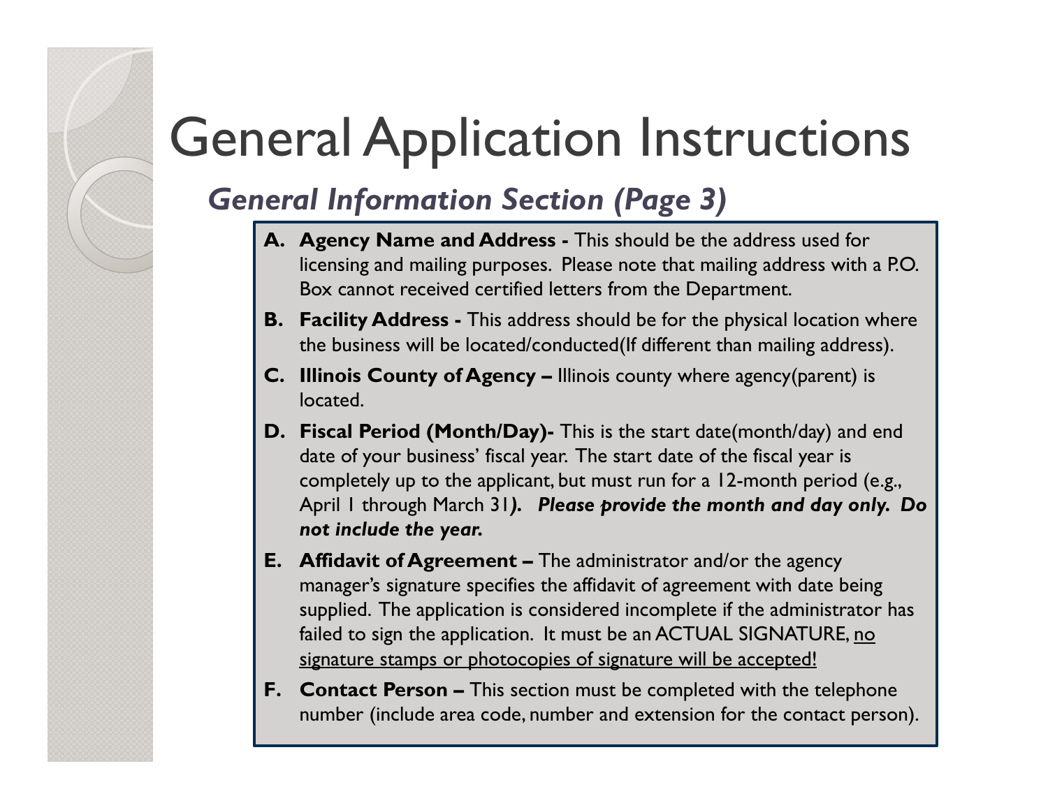# General Application Instructions

## *General Information Section (Page 3)*

**A. Agency Name and Address -** This should be the address used for licensing and mailing purposes. Please note that mailing address with a P.O. Box cannot received certified letters from the Department.

**B. Facility Address -** This address should be for the physical location where the business will be located/conducted(If different than mailing address).

**C. Illinois County of Agency –** Illinois county where agency(parent) is located.

**D. Fiscal Period (Month/Day)-** This is the start date(month/day) and end date of your business' fiscal year. The start date of the fiscal year is completely up to the applicant, but must run for a 12-month period (e.g., April 1 through March 31***). Please provide the month and day only. Do not include the year.***

**E. Affidavit of Agreement –** The administrator and/or the agency manager's signature specifies the affidavit of agreement with date being supplied. The application is considered incomplete if the administrator has failed to sign the application. It must be an ACTUAL SIGNATURE, <u>no signature stamps or photocopies of signature will be accepted!</u>

**F. Contact Person –** This section must be completed with the telephone number (include area code, number and extension for the contact person).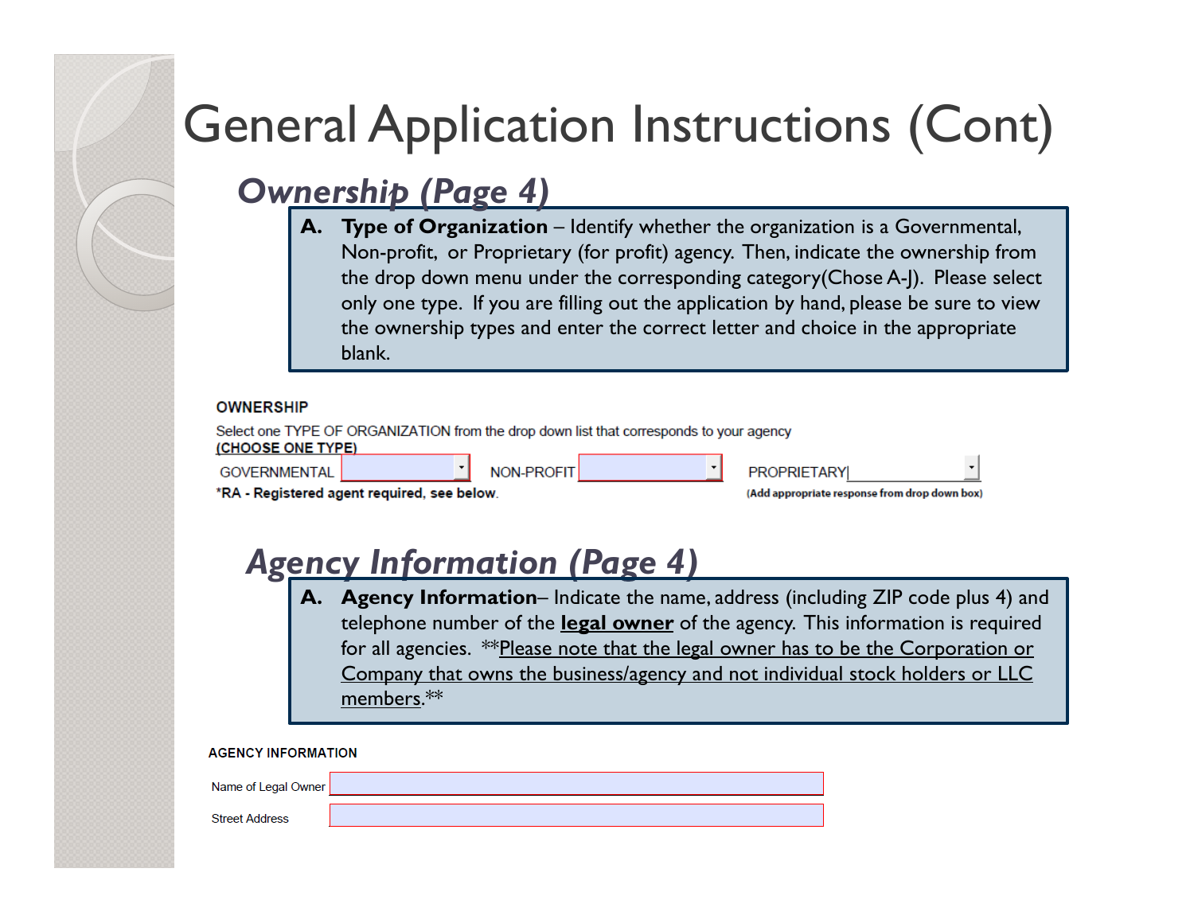# General Application Instructions (Cont)

## *Ownership (Page 4)*

**A. Type of Organization** – Identify whether the organization is a Governmental, Non-profit, or Proprietary (for profit) agency. Then, indicate the ownership from the drop down menu under the corresponding category(Chose A-J). Please select only one type. If you are filling out the application by hand, please be sure to view the ownership types and enter the correct letter and choice in the appropriate blank.

**OWNERSHIP**

Select one TYPE OF ORGANIZATION from the drop down list that corresponds to your agency
**(CHOOSE ONE TYPE)**

GOVERNMENTAL ______ NON-PROFIT ______ PROPRIETARY ______

**\*RA - Registered agent required, see below.**

**(Add appropriate response from drop down box)**

## *Agency Information (Page 4)*

**A. Agency Information**– Indicate the name, address (including ZIP code plus 4) and telephone number of the **legal owner** of the agency. This information is required for all agencies. \*\*Please note that the legal owner has to be the Corporation or Company that owns the business/agency and not individual stock holders or LLC members.\*\*

**AGENCY INFORMATION**

Name of Legal Owner ______

Street Address ______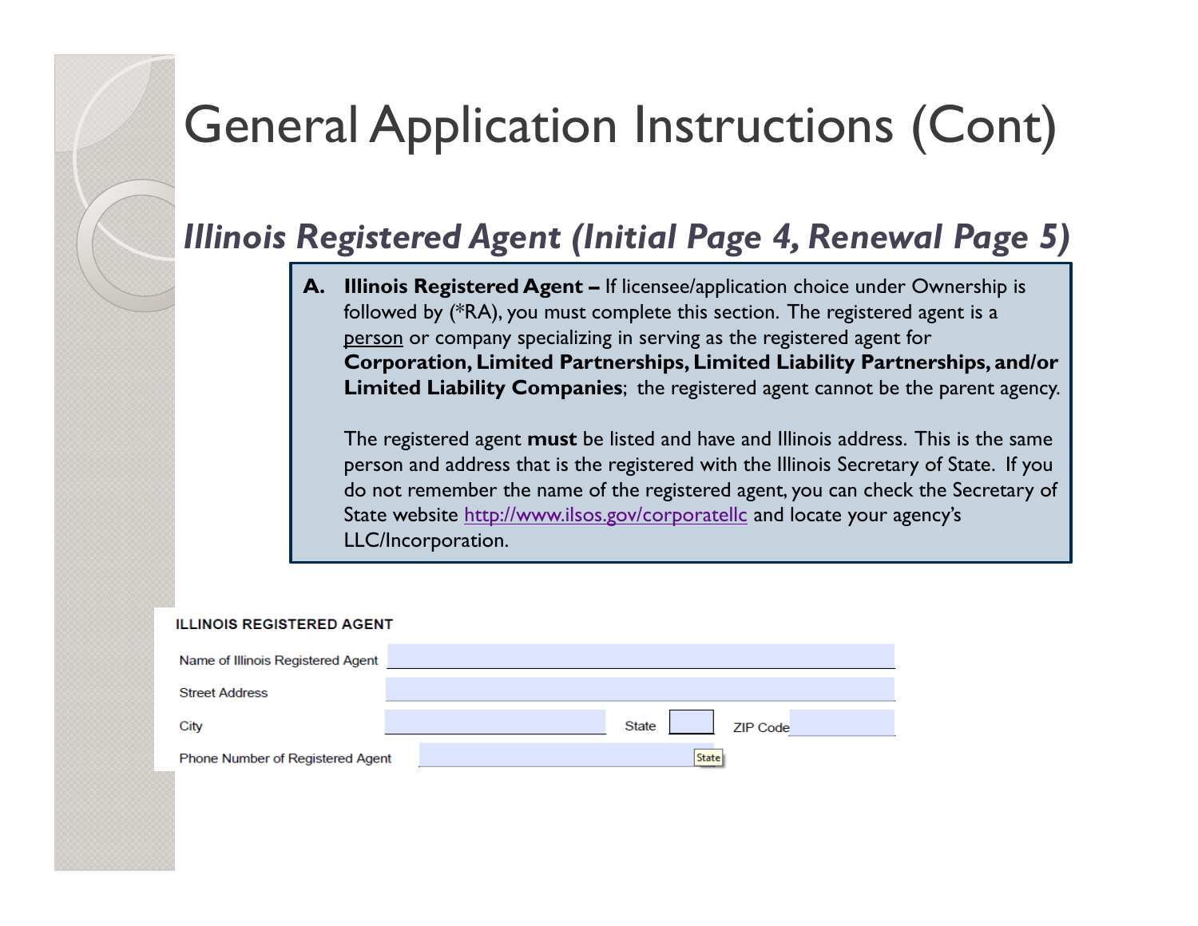# General Application Instructions (Cont)

## *Illinois Registered Agent (Initial Page 4, Renewal Page 5)*

**A. Illinois Registered Agent –** If licensee/application choice under Ownership is followed by (*RA), you must complete this section. The registered agent is a person or company specializing in serving as the registered agent for **Corporation, Limited Partnerships, Limited Liability Partnerships, and/or Limited Liability Companies**; the registered agent cannot be the parent agency.

The registered agent **must** be listed and have and Illinois address. This is the same person and address that is the registered with the Illinois Secretary of State. If you do not remember the name of the registered agent, you can check the Secretary of State website http://www.ilsos.gov/corporatellc and locate your agency's LLC/Incorporation.

**ILLINOIS REGISTERED AGENT**

Name of Illinois Registered Agent

Street Address

City State ZIP Code

Phone Number of Registered Agent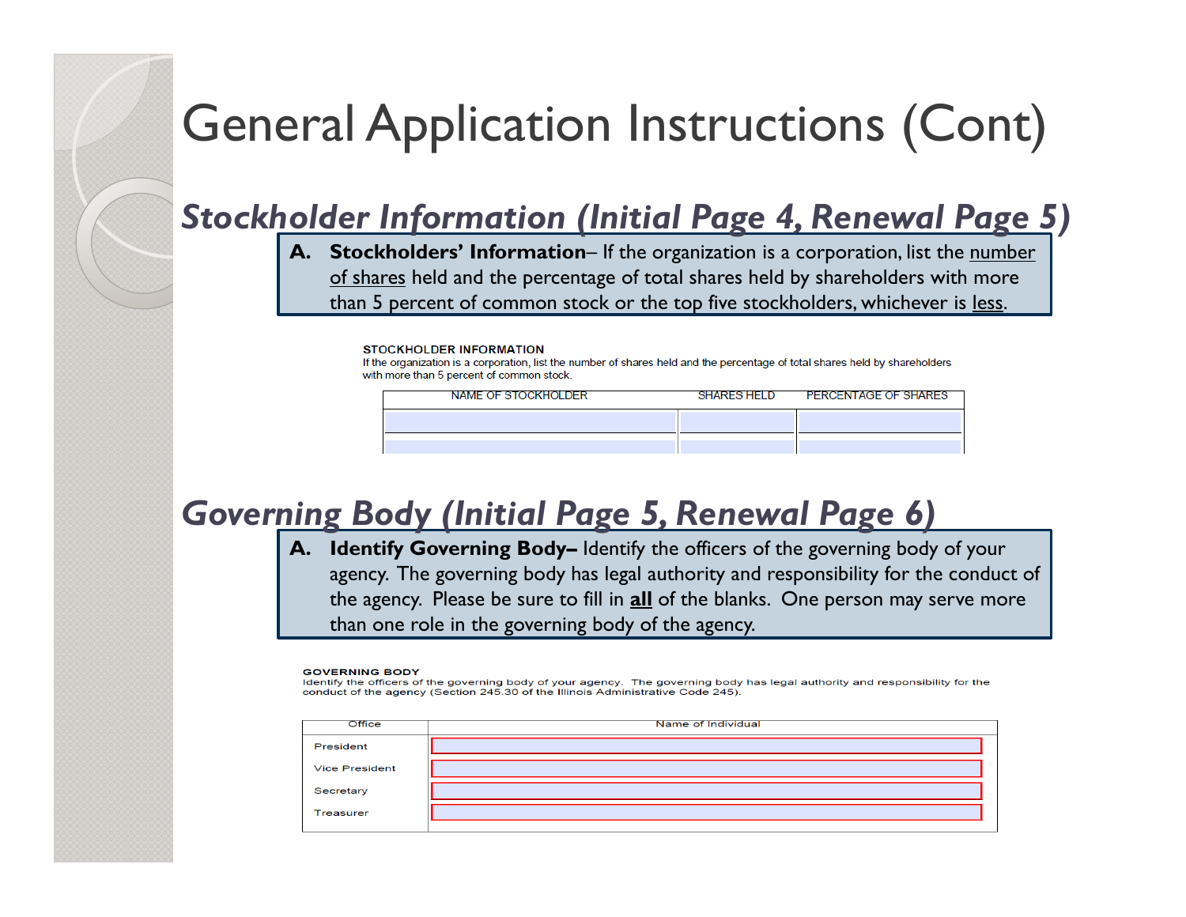# General Application Instructions (Cont)

## *Stockholder Information (Initial Page 4, Renewal Page 5)*

**A. Stockholders' Information**– If the organization is a corporation, list the number of shares held and the percentage of total shares held by shareholders with more than 5 percent of common stock or the top five stockholders, whichever is less.

**STOCKHOLDER INFORMATION**

If the organization is a corporation, list the number of shares held and the percentage of total shares held by shareholders with more than 5 percent of common stock.

| NAME OF STOCKHOLDER | SHARES HELD | PERCENTAGE OF SHARES |
|---|---|---|
| | | |
| | | |

## *Governing Body (Initial Page 5, Renewal Page 6)*

**A. Identify Governing Body–** Identify the officers of the governing body of your agency. The governing body has legal authority and responsibility for the conduct of the agency. Please be sure to fill in **all** of the blanks. One person may serve more than one role in the governing body of the agency.

**GOVERNING BODY**

Identify the officers of the governing body of your agency. The governing body has legal authority and responsibility for the conduct of the agency (Section 245.30 of the Illinois Administrative Code 245).

| Office | Name of Individual |
|---|---|
| President | |
| Vice President | |
| Secretary | |
| Treasurer | |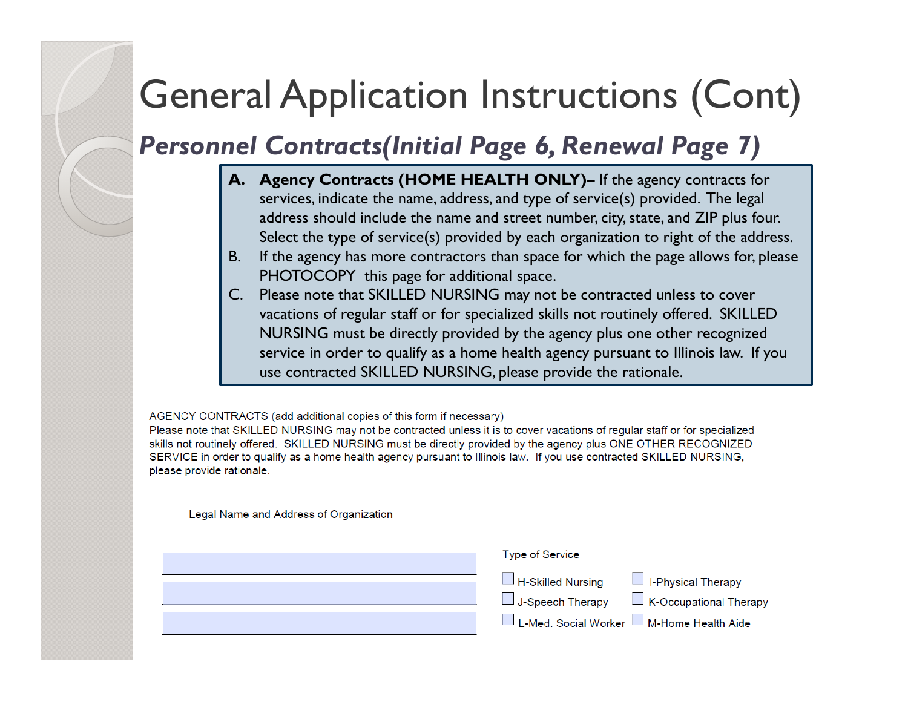# General Application Instructions (Cont)

## *Personnel Contracts(Initial Page 6, Renewal Page 7)*

A. **Agency Contracts (HOME HEALTH ONLY)–** If the agency contracts for services, indicate the name, address, and type of service(s) provided. The legal address should include the name and street number, city, state, and ZIP plus four. Select the type of service(s) provided by each organization to right of the address.

B. If the agency has more contractors than space for which the page allows for, please PHOTOCOPY this page for additional space.

C. Please note that SKILLED NURSING may not be contracted unless to cover vacations of regular staff or for specialized skills not routinely offered. SKILLED NURSING must be directly provided by the agency plus one other recognized service in order to qualify as a home health agency pursuant to Illinois law. If you use contracted SKILLED NURSING, please provide the rationale.

AGENCY CONTRACTS (add additional copies of this form if necessary)

Please note that SKILLED NURSING may not be contracted unless it is to cover vacations of regular staff or for specialized skills not routinely offered. SKILLED NURSING must be directly provided by the agency plus ONE OTHER RECOGNIZED SERVICE in order to qualify as a home health agency pursuant to Illinois law. If you use contracted SKILLED NURSING, please provide rationale.

Legal Name and Address of Organization

Type of Service

- ☐ H-Skilled Nursing
- ☐ I-Physical Therapy
- ☐ J-Speech Therapy
- ☐ K-Occupational Therapy
- ☐ L-Med. Social Worker
- ☐ M-Home Health Aide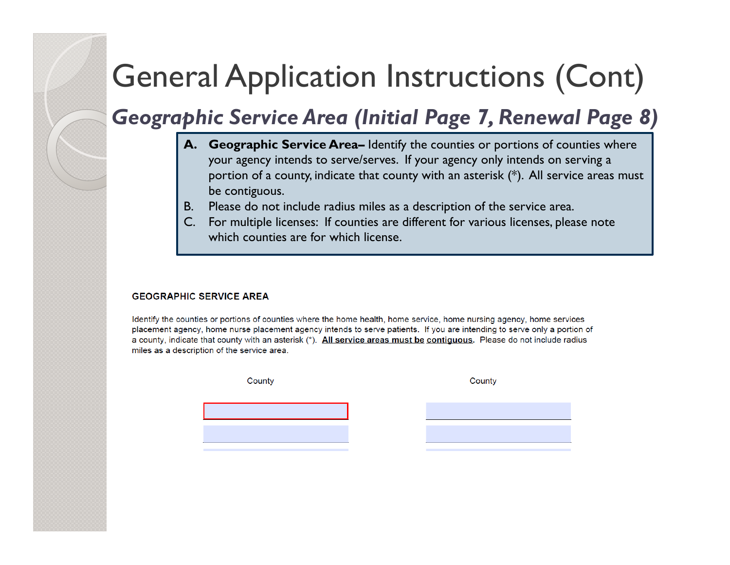# General Application Instructions (Cont)

## *Geographic Service Area (Initial Page 7, Renewal Page 8)*

- **A.** **Geographic Service Area–** Identify the counties or portions of counties where your agency intends to serve/serves. If your agency only intends on serving a portion of a county, indicate that county with an asterisk (*). All service areas must be contiguous.
- B. Please do not include radius miles as a description of the service area.
- C. For multiple licenses: If counties are different for various licenses, please note which counties are for which license.

**GEOGRAPHIC SERVICE AREA**

Identify the counties or portions of counties where the home health, home service, home nursing agency, home services placement agency, home nurse placement agency intends to serve patients. If you are intending to serve only a portion of a county, indicate that county with an asterisk (*). **All service areas must be contiguous.** Please do not include radius miles as a description of the service area.

| County | County |
| --- | --- |
| | |
| | |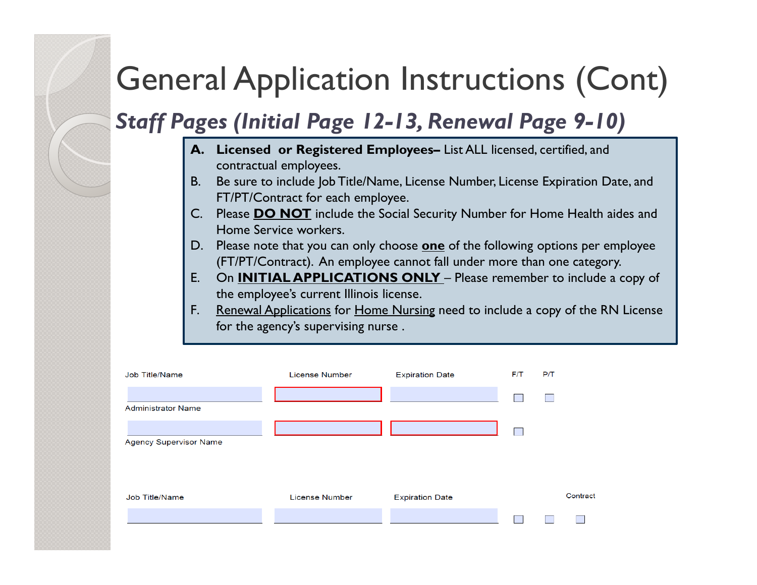# General Application Instructions (Cont)

## *Staff Pages (Initial Page 12-13, Renewal Page 9-10)*

A. **Licensed or Registered Employees–** List ALL licensed, certified, and contractual employees.

B. Be sure to include Job Title/Name, License Number, License Expiration Date, and FT/PT/Contract for each employee.

C. Please **DO NOT** include the Social Security Number for Home Health aides and Home Service workers.

D. Please note that you can only choose **one** of the following options per employee (FT/PT/Contract). An employee cannot fall under more than one category.

E. On **INITIAL APPLICATIONS ONLY** – Please remember to include a copy of the employee's current Illinois license.

F. Renewal Applications for Home Nursing need to include a copy of the RN License for the agency's supervising nurse .

| Job Title/Name | License Number | Expiration Date | F/T | P/T |
|---|---|---|---|---|
| | | | ☐ | ☐ |
| Administrator Name | | | | |
| | | | ☐ | |
| Agency Supervisor Name | | | | |

| Job Title/Name | License Number | Expiration Date | | | Contract |
|---|---|---|---|---|---|
| | | | ☐ | ☐ | ☐ |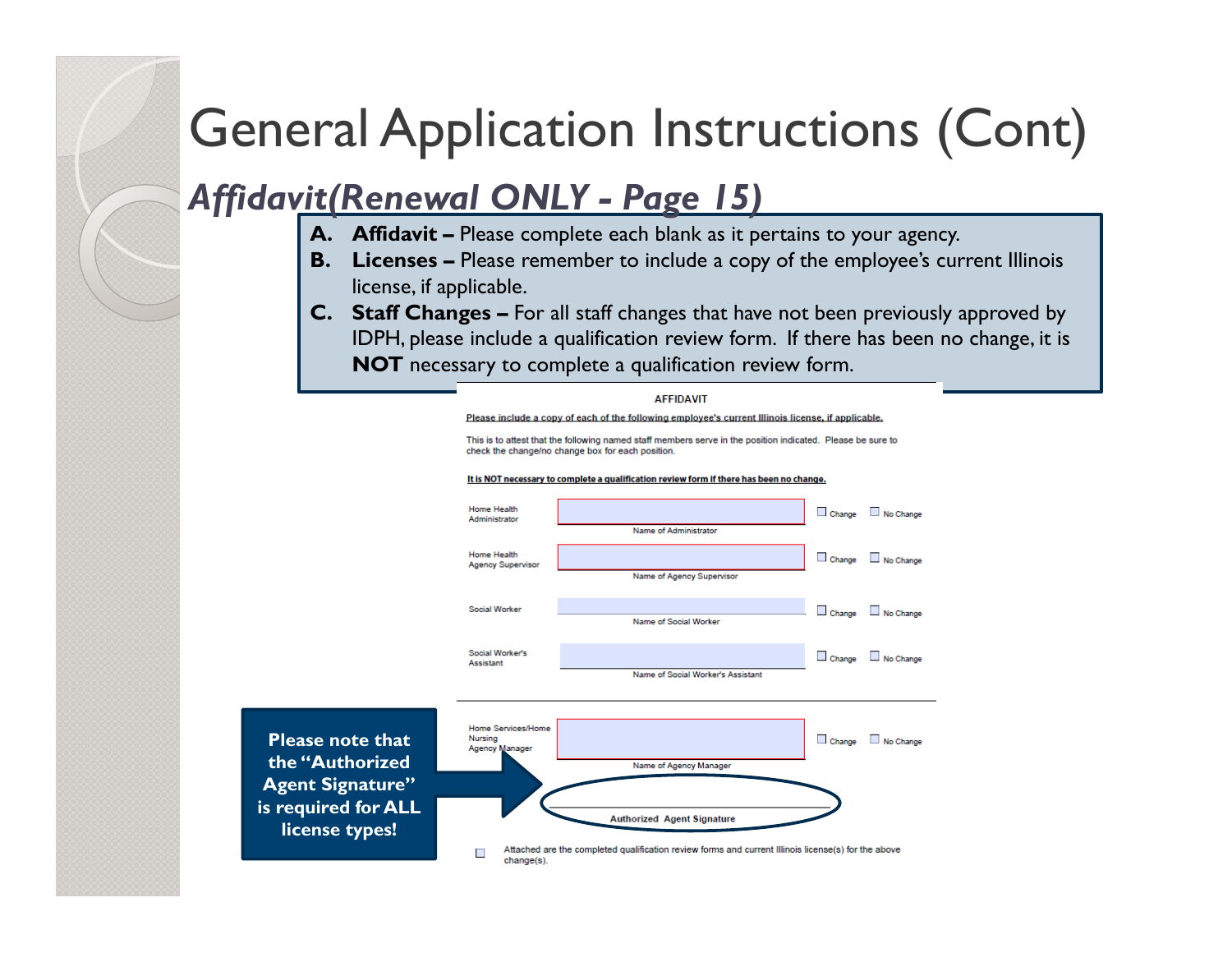# General Application Instructions (Cont)

## *Affidavit(Renewal ONLY - Page 15)*

- **A. Affidavit –** Please complete each blank as it pertains to your agency.
- **B. Licenses –** Please remember to include a copy of the employee's current Illinois license, if applicable.
- **C. Staff Changes –** For all staff changes that have not been previously approved by IDPH, please include a qualification review form. If there has been no change, it is **NOT** necessary to complete a qualification review form.

AFFIDAVIT

Please include a copy of each of the following employee's current Illinois license, if applicable.

This is to attest that the following named staff members serve in the position indicated. Please be sure to check the change/no change box for each position.

It is NOT necessary to complete a qualification review form if there has been no change.

Home Health Administrator — Name of Administrator — ☐ Change ☐ No Change

Home Health Agency Supervisor — Name of Agency Supervisor — ☐ Change ☐ No Change

Social Worker — Name of Social Worker — ☐ Change ☐ No Change

Social Worker's Assistant — Name of Social Worker's Assistant — ☐ Change ☐ No Change

Home Services/Home Nursing Agency Manager — Name of Agency Manager — ☐ Change ☐ No Change

Authorized Agent Signature

**Please note that the "Authorized Agent Signature" is required for ALL license types!**

☐ Attached are the completed qualification review forms and current Illinois license(s) for the above change(s).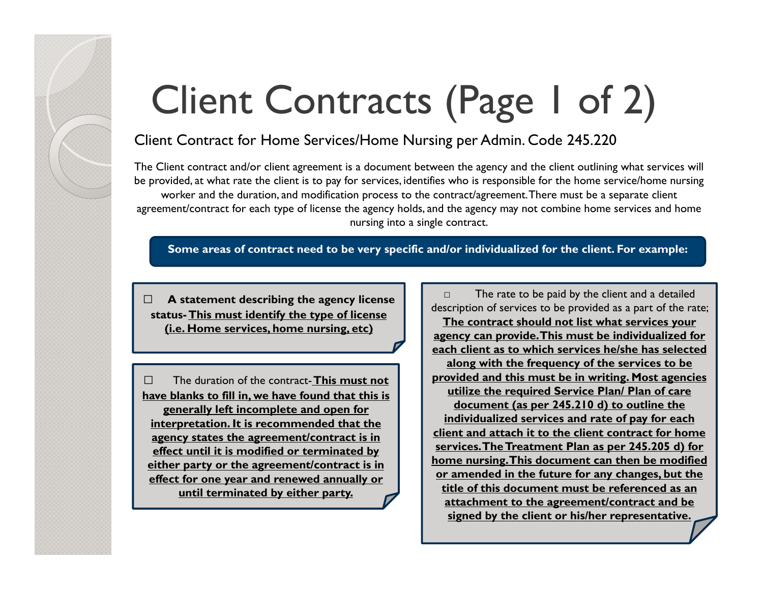# Client Contracts (Page 1 of 2)

Client Contract for Home Services/Home Nursing per Admin. Code 245.220

The Client contract and/or client agreement is a document between the agency and the client outlining what services will be provided, at what rate the client is to pay for services, identifies who is responsible for the home service/home nursing worker and the duration, and modification process to the contract/agreement. There must be a separate client agreement/contract for each type of license the agency holds, and the agency may not combine home services and home nursing into a single contract.

**Some areas of contract need to be very specific and/or individualized for the client. For example:**

- ☐ **A statement describing the agency license status- <u>This must identify the type of license (i.e. Home services, home nursing, etc)</u>**

- ☐ The duration of the contract- **<u>This must not have blanks to fill in, we have found that this is generally left incomplete and open for interpretation. It is recommended that the agency states the agreement/contract is in effect until it is modified or terminated by either party or the agreement/contract is in effect for one year and renewed annually or until terminated by either party.</u>**

- ☐ The rate to be paid by the client and a detailed description of services to be provided as a part of the rate; **<u>The contract should not list what services your agency can provide. This must be individualized for each client as to which services he/she has selected along with the frequency of the services to be provided and this must be in writing. Most agencies utilize the required Service Plan/ Plan of care document (as per 245.210 d) to outline the individualized services and rate of pay for each client and attach it to the client contract for home services. The Treatment Plan as per 245.205 d) for home nursing. This document can then be modified or amended in the future for any changes, but the title of this document must be referenced as an attachment to the agreement/contract and be signed by the client or his/her representative.</u>**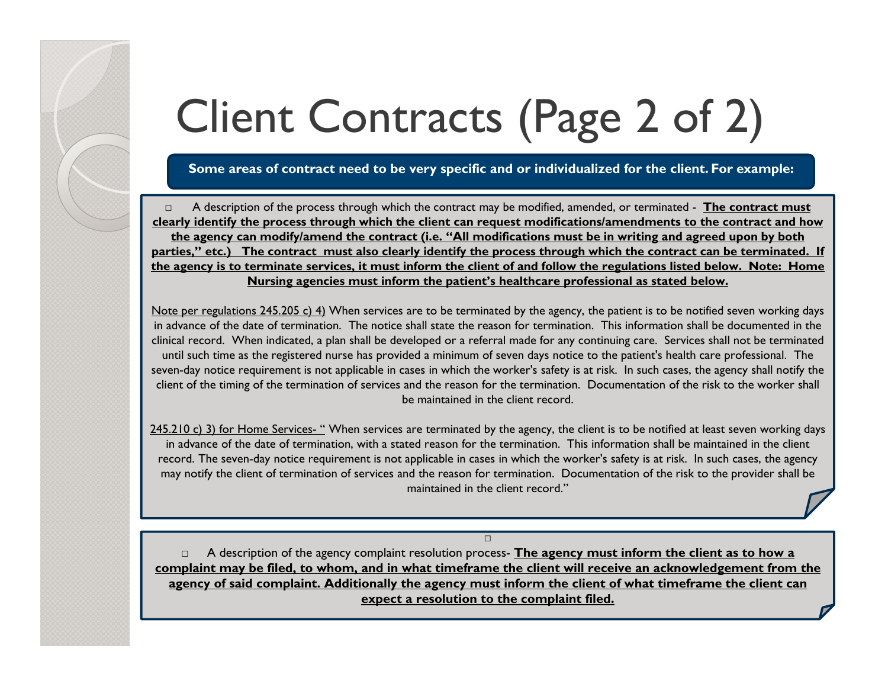# Client Contracts (Page 2 of 2)

**Some areas of contract need to be very specific and or individualized for the client. For example:**

- A description of the process through which the contract may be modified, amended, or terminated - **The contract must clearly identify the process through which the client can request modifications/amendments to the contract and how the agency can modify/amend the contract (i.e. "All modifications must be in writing and agreed upon by both parties," etc.) The contract must also clearly identify the process through which the contract can be terminated. If the agency is to terminate services, it must inform the client of and follow the regulations listed below. Note: Home Nursing agencies must inform the patient's healthcare professional as stated below.**

Note per regulations 245.205 c) 4) When services are to be terminated by the agency, the patient is to be notified seven working days in advance of the date of termination. The notice shall state the reason for termination. This information shall be documented in the clinical record. When indicated, a plan shall be developed or a referral made for any continuing care. Services shall not be terminated until such time as the registered nurse has provided a minimum of seven days notice to the patient's health care professional. The seven-day notice requirement is not applicable in cases in which the worker's safety is at risk. In such cases, the agency shall notify the client of the timing of the termination of services and the reason for the termination. Documentation of the risk to the worker shall be maintained in the client record.

245.210 c) 3) for Home Services- " When services are terminated by the agency, the client is to be notified at least seven working days in advance of the date of termination, with a stated reason for the termination. This information shall be maintained in the client record. The seven-day notice requirement is not applicable in cases in which the worker's safety is at risk. In such cases, the agency may notify the client of termination of services and the reason for termination. Documentation of the risk to the provider shall be maintained in the client record."

- A description of the agency complaint resolution process- **The agency must inform the client as to how a complaint may be filed, to whom, and in what timeframe the client will receive an acknowledgement from the agency of said complaint. Additionally the agency must inform the client of what timeframe the client can expect a resolution to the complaint filed.**